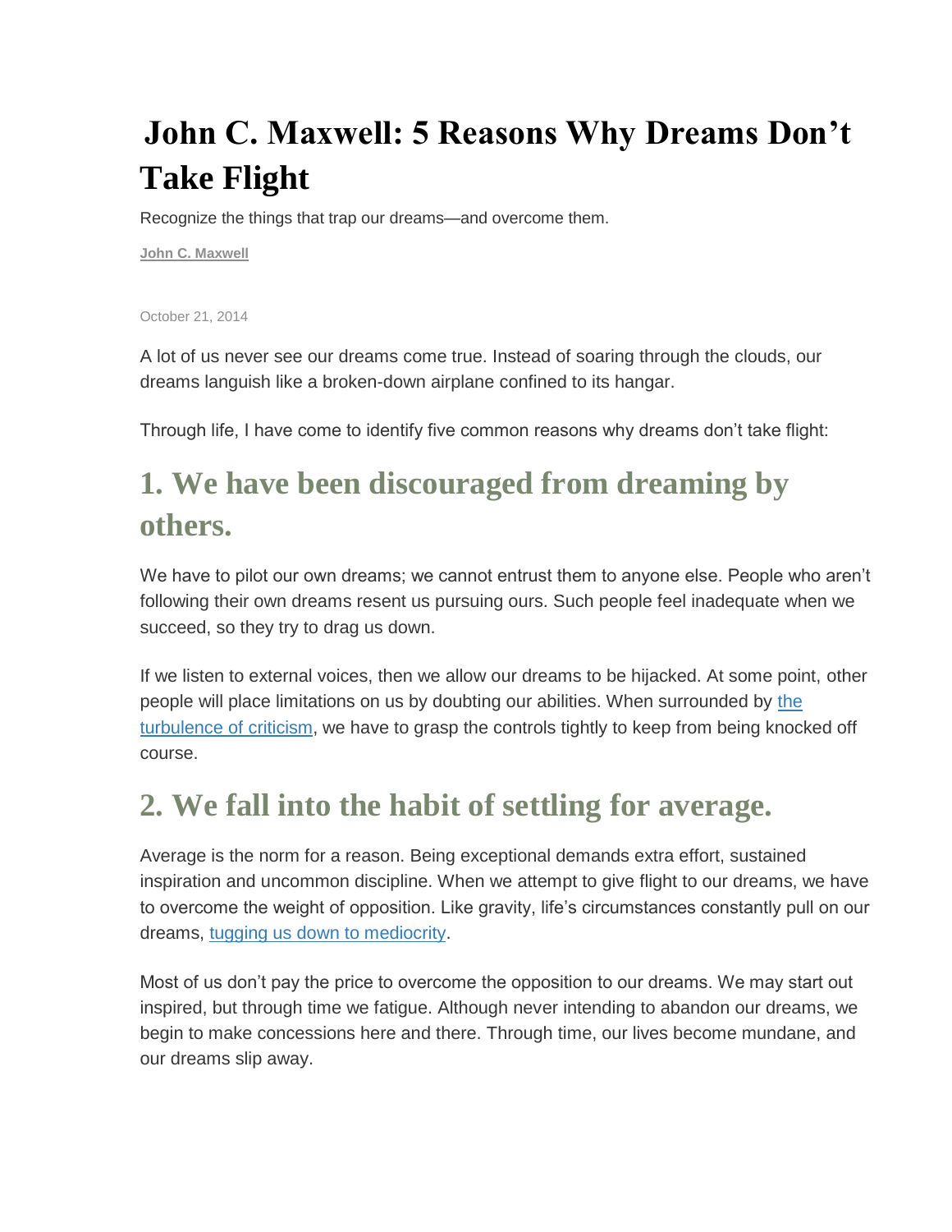# John C. Maxwell: 5 Reasons Why Dreams Don't Take Flight

Recognize the things that trap our dreams—and overcome them.

**John C. Maxwell**

October 21, 2014

A lot of us never see our dreams come true. Instead of soaring through the clouds, our dreams languish like a broken-down airplane confined to its hangar.

Through life, I have come to identify five common reasons why dreams don't take flight:

## 1. We have been discouraged from dreaming by others.

We have to pilot our own dreams; we cannot entrust them to anyone else. People who aren't following their own dreams resent us pursuing ours. Such people feel inadequate when we succeed, so they try to drag us down.

If we listen to external voices, then we allow our dreams to be hijacked. At some point, other people will place limitations on us by doubting our abilities. When surrounded by the turbulence of criticism, we have to grasp the controls tightly to keep from being knocked off course.

## 2. We fall into the habit of settling for average.

Average is the norm for a reason. Being exceptional demands extra effort, sustained inspiration and uncommon discipline. When we attempt to give flight to our dreams, we have to overcome the weight of opposition. Like gravity, life's circumstances constantly pull on our dreams, tugging us down to mediocrity.

Most of us don't pay the price to overcome the opposition to our dreams. We may start out inspired, but through time we fatigue. Although never intending to abandon our dreams, we begin to make concessions here and there. Through time, our lives become mundane, and our dreams slip away.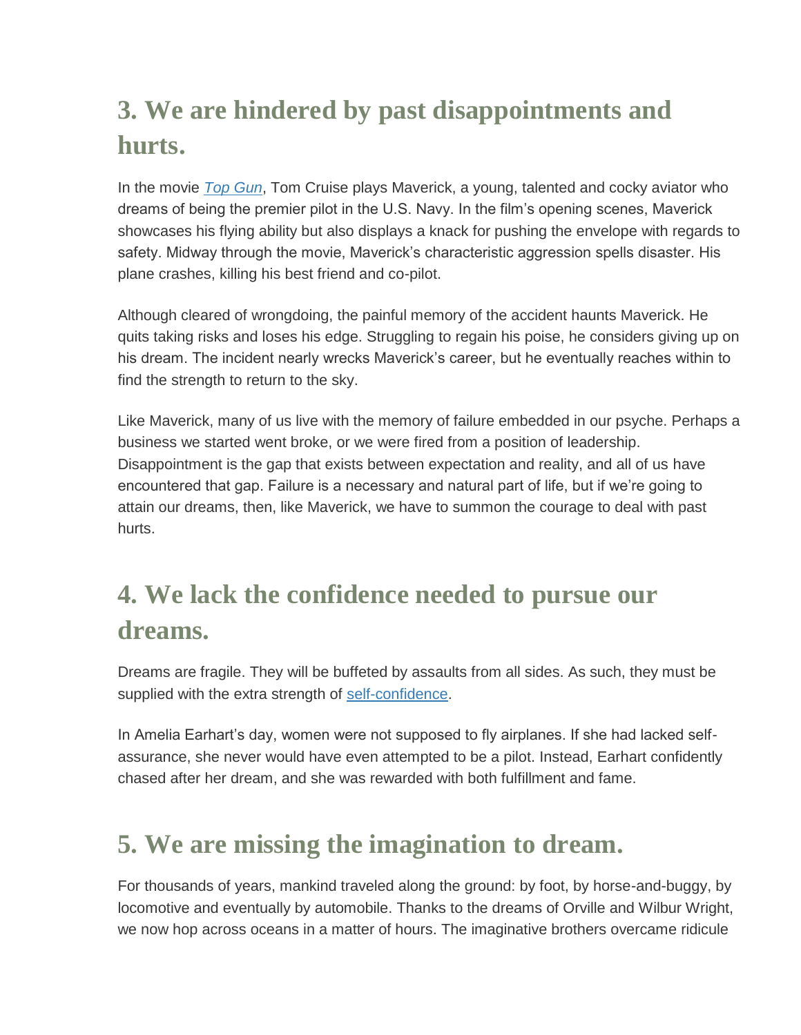## 3. We are hindered by past disappointments and hurts.

In the movie [*Top Gun*](), Tom Cruise plays Maverick, a young, talented and cocky aviator who dreams of being the premier pilot in the U.S. Navy. In the film's opening scenes, Maverick showcases his flying ability but also displays a knack for pushing the envelope with regards to safety. Midway through the movie, Maverick's characteristic aggression spells disaster. His plane crashes, killing his best friend and co-pilot.

Although cleared of wrongdoing, the painful memory of the accident haunts Maverick. He quits taking risks and loses his edge. Struggling to regain his poise, he considers giving up on his dream. The incident nearly wrecks Maverick's career, but he eventually reaches within to find the strength to return to the sky.

Like Maverick, many of us live with the memory of failure embedded in our psyche. Perhaps a business we started went broke, or we were fired from a position of leadership. Disappointment is the gap that exists between expectation and reality, and all of us have encountered that gap. Failure is a necessary and natural part of life, but if we're going to attain our dreams, then, like Maverick, we have to summon the courage to deal with past hurts.

## 4. We lack the confidence needed to pursue our dreams.

Dreams are fragile. They will be buffeted by assaults from all sides. As such, they must be supplied with the extra strength of [self-confidence]().

In Amelia Earhart's day, women were not supposed to fly airplanes. If she had lacked self-assurance, she never would have even attempted to be a pilot. Instead, Earhart confidently chased after her dream, and she was rewarded with both fulfillment and fame.

## 5. We are missing the imagination to dream.

For thousands of years, mankind traveled along the ground: by foot, by horse-and-buggy, by locomotive and eventually by automobile. Thanks to the dreams of Orville and Wilbur Wright, we now hop across oceans in a matter of hours. The imaginative brothers overcame ridicule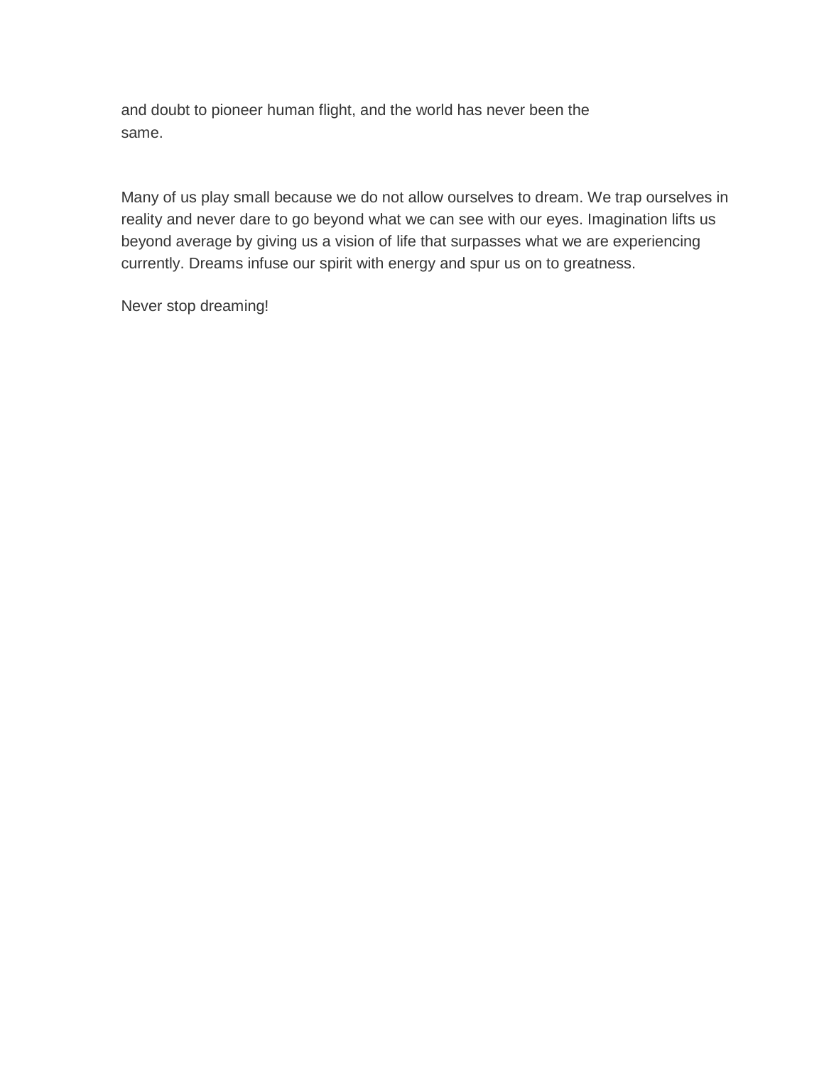and doubt to pioneer human flight, and the world has never been the same.

Many of us play small because we do not allow ourselves to dream. We trap ourselves in reality and never dare to go beyond what we can see with our eyes. Imagination lifts us beyond average by giving us a vision of life that surpasses what we are experiencing currently. Dreams infuse our spirit with energy and spur us on to greatness.

Never stop dreaming!